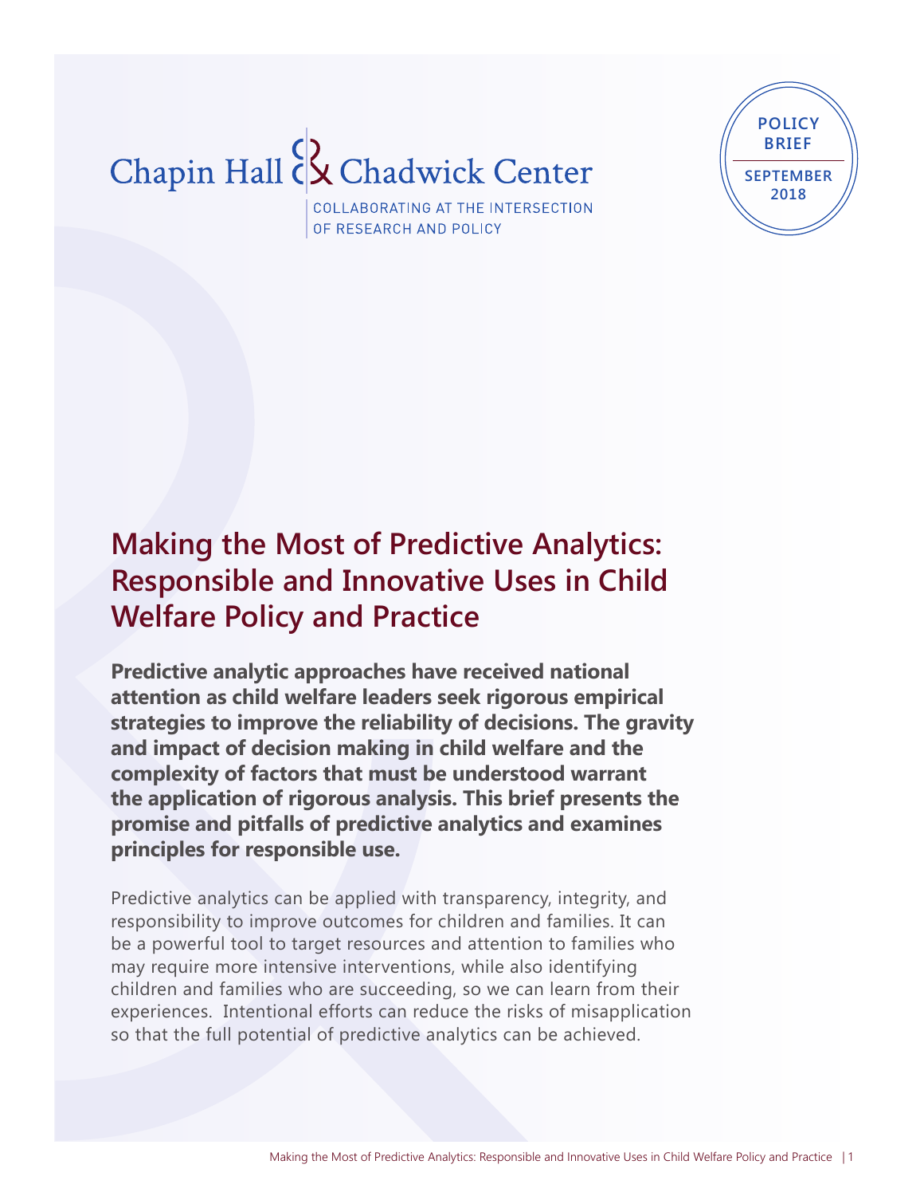Chapin Hall & Chadwick Center

COLLABORATING AT THE INTERSECTION OF RESEARCH AND POLICY

POLICY BRIEF

SEPTEMBER 2018

# Making the Most of Predictive Analytics: Responsible and Innovative Uses in Child Welfare Policy and Practice

**Predictive analytic approaches have received national attention as child welfare leaders seek rigorous empirical strategies to improve the reliability of decisions. The gravity and impact of decision making in child welfare and the complexity of factors that must be understood warrant the application of rigorous analysis. This brief presents the promise and pitfalls of predictive analytics and examines principles for responsible use.**

Predictive analytics can be applied with transparency, integrity, and responsibility to improve outcomes for children and families. It can be a powerful tool to target resources and attention to families who may require more intensive interventions, while also identifying children and families who are succeeding, so we can learn from their experiences. Intentional efforts can reduce the risks of misapplication so that the full potential of predictive analytics can be achieved.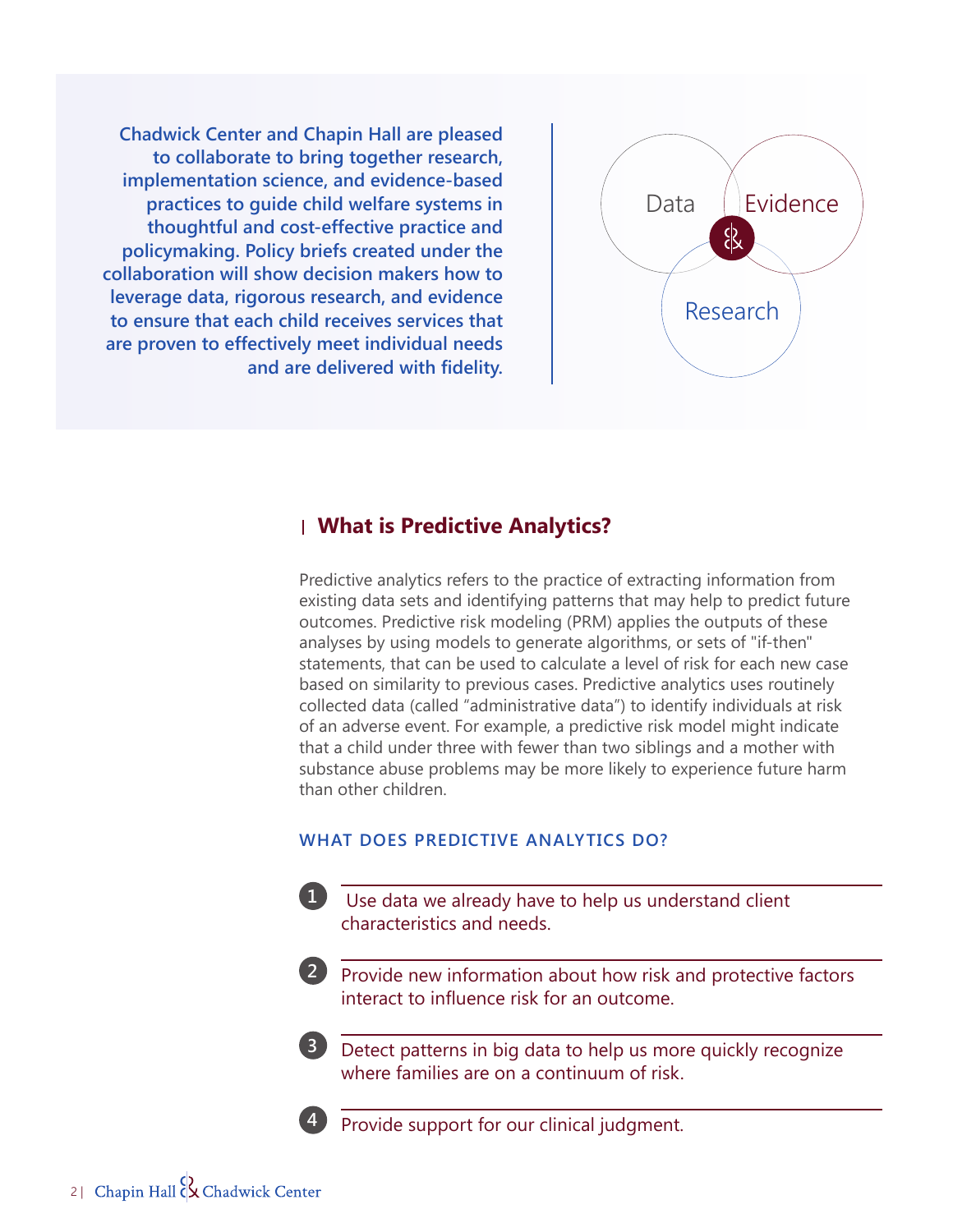**Chadwick Center and Chapin Hall are pleased to collaborate to bring together research, implementation science, and evidence-based practices to guide child welfare systems in thoughtful and cost-effective practice and policymaking. Policy briefs created under the collaboration will show decision makers how to leverage data, rigorous research, and evidence to ensure that each child receives services that are proven to effectively meet individual needs and are delivered with fidelity.**

Data

Evidence

Research

## What is Predictive Analytics?

Predictive analytics refers to the practice of extracting information from existing data sets and identifying patterns that may help to predict future outcomes. Predictive risk modeling (PRM) applies the outputs of these analyses by using models to generate algorithms, or sets of "if-then" statements, that can be used to calculate a level of risk for each new case based on similarity to previous cases. Predictive analytics uses routinely collected data (called "administrative data") to identify individuals at risk of an adverse event. For example, a predictive risk model might indicate that a child under three with fewer than two siblings and a mother with substance abuse problems may be more likely to experience future harm than other children.

### WHAT DOES PREDICTIVE ANALYTICS DO?

1. Use data we already have to help us understand client characteristics and needs.
2. Provide new information about how risk and protective factors interact to influence risk for an outcome.
3. Detect patterns in big data to help us more quickly recognize where families are on a continuum of risk.
4. Provide support for our clinical judgment.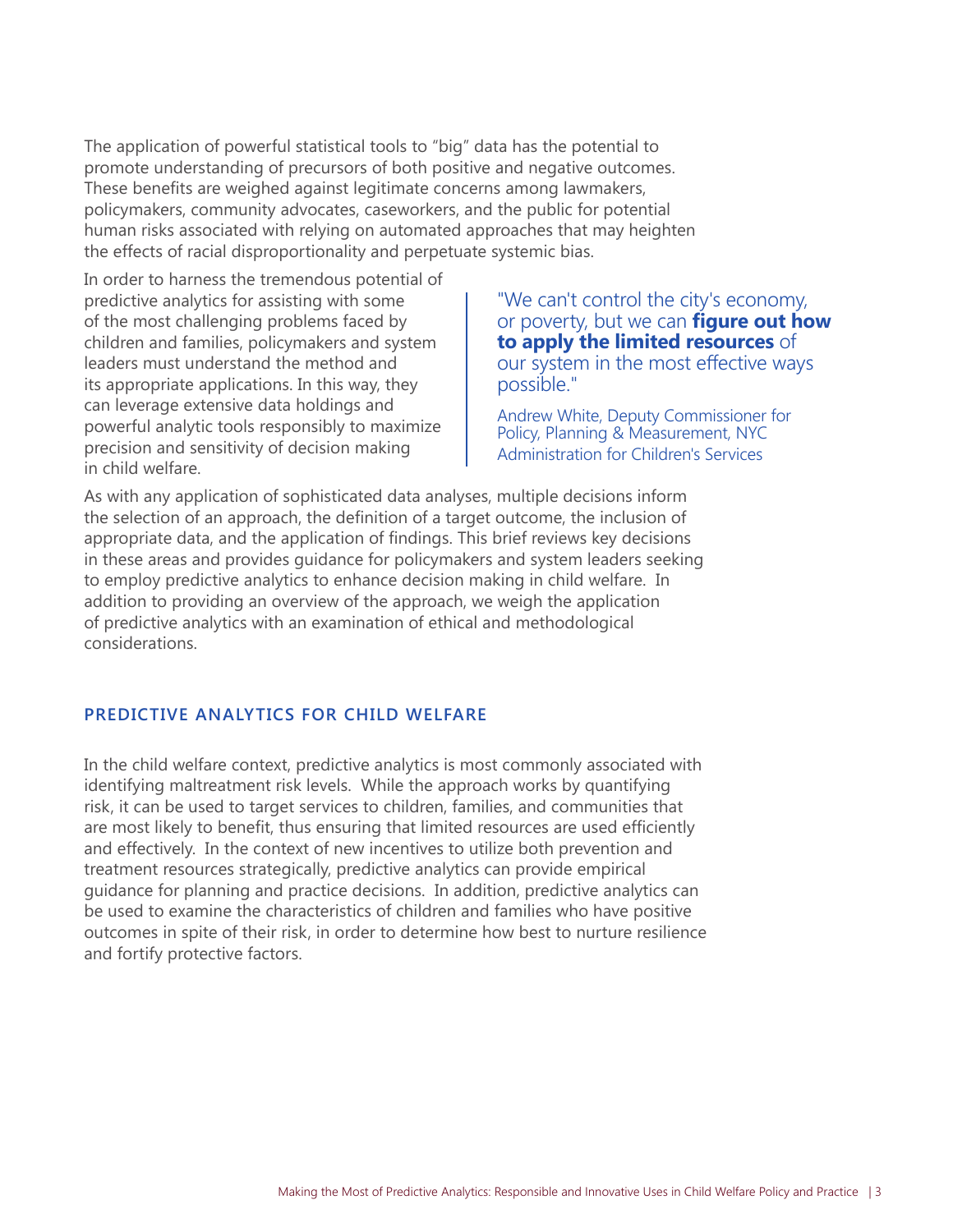The application of powerful statistical tools to "big" data has the potential to promote understanding of precursors of both positive and negative outcomes. These benefits are weighed against legitimate concerns among lawmakers, policymakers, community advocates, caseworkers, and the public for potential human risks associated with relying on automated approaches that may heighten the effects of racial disproportionality and perpetuate systemic bias.

In order to harness the tremendous potential of predictive analytics for assisting with some of the most challenging problems faced by children and families, policymakers and system leaders must understand the method and its appropriate applications. In this way, they can leverage extensive data holdings and powerful analytic tools responsibly to maximize precision and sensitivity of decision making in child welfare.

> "We can't control the city's economy, or poverty, but we can **figure out how to apply the limited resources** of our system in the most effective ways possible."
>
> Andrew White, Deputy Commissioner for Policy, Planning & Measurement, NYC Administration for Children's Services

As with any application of sophisticated data analyses, multiple decisions inform the selection of an approach, the definition of a target outcome, the inclusion of appropriate data, and the application of findings. This brief reviews key decisions in these areas and provides guidance for policymakers and system leaders seeking to employ predictive analytics to enhance decision making in child welfare. In addition to providing an overview of the approach, we weigh the application of predictive analytics with an examination of ethical and methodological considerations.

## PREDICTIVE ANALYTICS FOR CHILD WELFARE

In the child welfare context, predictive analytics is most commonly associated with identifying maltreatment risk levels. While the approach works by quantifying risk, it can be used to target services to children, families, and communities that are most likely to benefit, thus ensuring that limited resources are used efficiently and effectively. In the context of new incentives to utilize both prevention and treatment resources strategically, predictive analytics can provide empirical guidance for planning and practice decisions. In addition, predictive analytics can be used to examine the characteristics of children and families who have positive outcomes in spite of their risk, in order to determine how best to nurture resilience and fortify protective factors.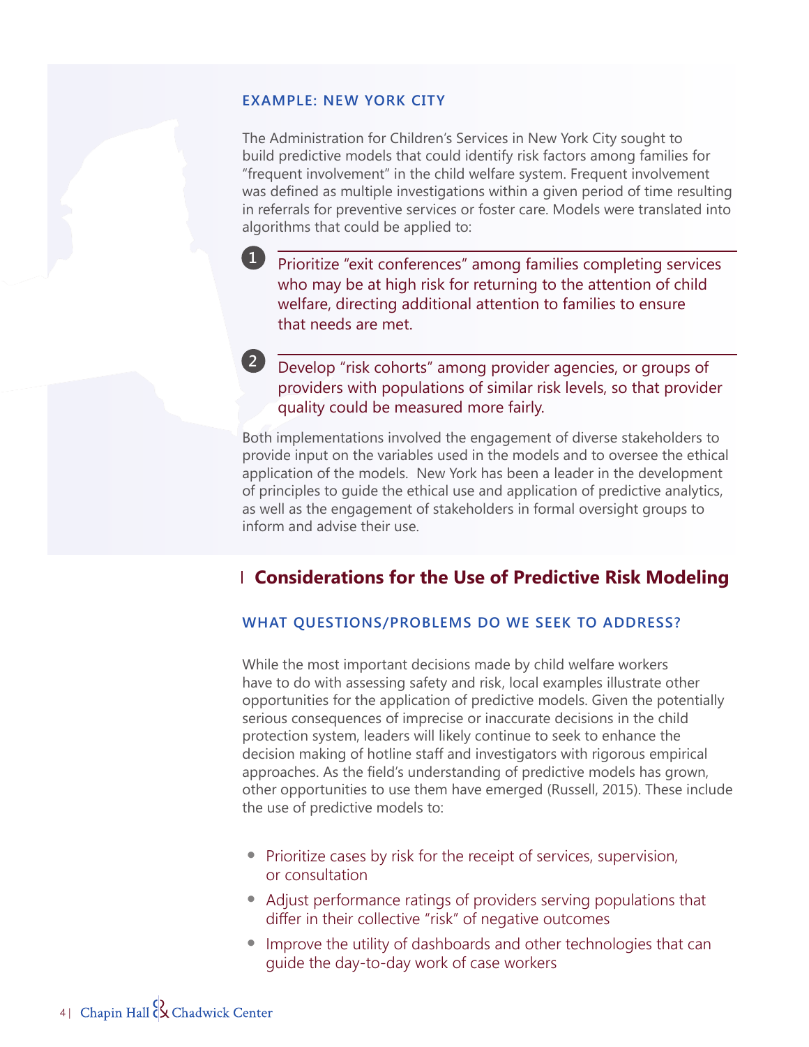### EXAMPLE: NEW YORK CITY

The Administration for Children's Services in New York City sought to build predictive models that could identify risk factors among families for "frequent involvement" in the child welfare system. Frequent involvement was defined as multiple investigations within a given period of time resulting in referrals for preventive services or foster care. Models were translated into algorithms that could be applied to:

1. Prioritize "exit conferences" among families completing services who may be at high risk for returning to the attention of child welfare, directing additional attention to families to ensure that needs are met.

2. Develop "risk cohorts" among provider agencies, or groups of providers with populations of similar risk levels, so that provider quality could be measured more fairly.

Both implementations involved the engagement of diverse stakeholders to provide input on the variables used in the models and to oversee the ethical application of the models.  New York has been a leader in the development of principles to guide the ethical use and application of predictive analytics, as well as the engagement of stakeholders in formal oversight groups to inform and advise their use.

## Considerations for the Use of Predictive Risk Modeling

### WHAT QUESTIONS/PROBLEMS DO WE SEEK TO ADDRESS?

While the most important decisions made by child welfare workers have to do with assessing safety and risk, local examples illustrate other opportunities for the application of predictive models. Given the potentially serious consequences of imprecise or inaccurate decisions in the child protection system, leaders will likely continue to seek to enhance the decision making of hotline staff and investigators with rigorous empirical approaches. As the field's understanding of predictive models has grown, other opportunities to use them have emerged (Russell, 2015). These include the use of predictive models to:

- Prioritize cases by risk for the receipt of services, supervision, or consultation
- Adjust performance ratings of providers serving populations that differ in their collective "risk" of negative outcomes
- Improve the utility of dashboards and other technologies that can guide the day-to-day work of case workers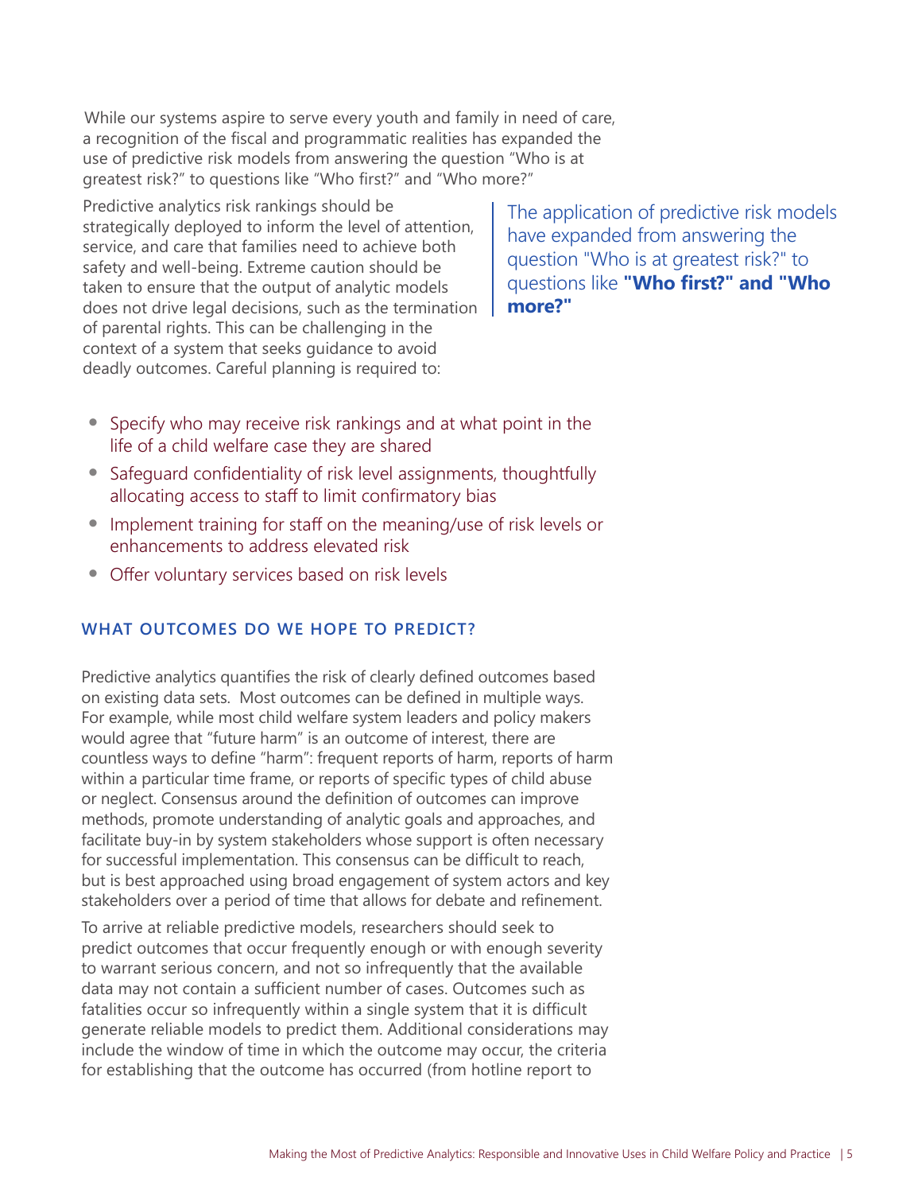While our systems aspire to serve every youth and family in need of care, a recognition of the fiscal and programmatic realities has expanded the use of predictive risk models from answering the question "Who is at greatest risk?" to questions like "Who first?" and "Who more?"

Predictive analytics risk rankings should be strategically deployed to inform the level of attention, service, and care that families need to achieve both safety and well-being. Extreme caution should be taken to ensure that the output of analytic models does not drive legal decisions, such as the termination of parental rights. This can be challenging in the context of a system that seeks guidance to avoid deadly outcomes. Careful planning is required to:

> The application of predictive risk models have expanded from answering the question "Who is at greatest risk?" to questions like **"Who first?" and "Who more?"**

- Specify who may receive risk rankings and at what point in the life of a child welfare case they are shared
- Safeguard confidentiality of risk level assignments, thoughtfully allocating access to staff to limit confirmatory bias
- Implement training for staff on the meaning/use of risk levels or enhancements to address elevated risk
- Offer voluntary services based on risk levels

## WHAT OUTCOMES DO WE HOPE TO PREDICT?

Predictive analytics quantifies the risk of clearly defined outcomes based on existing data sets. Most outcomes can be defined in multiple ways. For example, while most child welfare system leaders and policy makers would agree that "future harm" is an outcome of interest, there are countless ways to define "harm": frequent reports of harm, reports of harm within a particular time frame, or reports of specific types of child abuse or neglect. Consensus around the definition of outcomes can improve methods, promote understanding of analytic goals and approaches, and facilitate buy-in by system stakeholders whose support is often necessary for successful implementation. This consensus can be difficult to reach, but is best approached using broad engagement of system actors and key stakeholders over a period of time that allows for debate and refinement.

To arrive at reliable predictive models, researchers should seek to predict outcomes that occur frequently enough or with enough severity to warrant serious concern, and not so infrequently that the available data may not contain a sufficient number of cases. Outcomes such as fatalities occur so infrequently within a single system that it is difficult generate reliable models to predict them. Additional considerations may include the window of time in which the outcome may occur, the criteria for establishing that the outcome has occurred (from hotline report to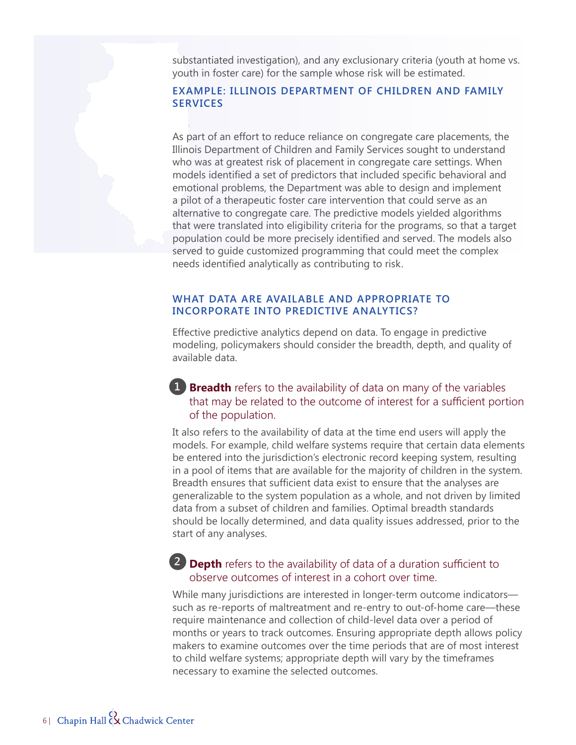substantiated investigation), and any exclusionary criteria (youth at home vs. youth in foster care) for the sample whose risk will be estimated.

### EXAMPLE: ILLINOIS DEPARTMENT OF CHILDREN AND FAMILY SERVICES

As part of an effort to reduce reliance on congregate care placements, the Illinois Department of Children and Family Services sought to understand who was at greatest risk of placement in congregate care settings. When models identified a set of predictors that included specific behavioral and emotional problems, the Department was able to design and implement a pilot of a therapeutic foster care intervention that could serve as an alternative to congregate care. The predictive models yielded algorithms that were translated into eligibility criteria for the programs, so that a target population could be more precisely identified and served. The models also served to guide customized programming that could meet the complex needs identified analytically as contributing to risk.

### WHAT DATA ARE AVAILABLE AND APPROPRIATE TO INCORPORATE INTO PREDICTIVE ANALYTICS?

Effective predictive analytics depend on data. To engage in predictive modeling, policymakers should consider the breadth, depth, and quality of available data.

1. **Breadth** refers to the availability of data on many of the variables that may be related to the outcome of interest for a sufficient portion of the population.

It also refers to the availability of data at the time end users will apply the models. For example, child welfare systems require that certain data elements be entered into the jurisdiction's electronic record keeping system, resulting in a pool of items that are available for the majority of children in the system. Breadth ensures that sufficient data exist to ensure that the analyses are generalizable to the system population as a whole, and not driven by limited data from a subset of children and families. Optimal breadth standards should be locally determined, and data quality issues addressed, prior to the start of any analyses.

2. **Depth** refers to the availability of data of a duration sufficient to observe outcomes of interest in a cohort over time.

While many jurisdictions are interested in longer-term outcome indicators—such as re-reports of maltreatment and re-entry to out-of-home care—these require maintenance and collection of child-level data over a period of months or years to track outcomes. Ensuring appropriate depth allows policy makers to examine outcomes over the time periods that are of most interest to child welfare systems; appropriate depth will vary by the timeframes necessary to examine the selected outcomes.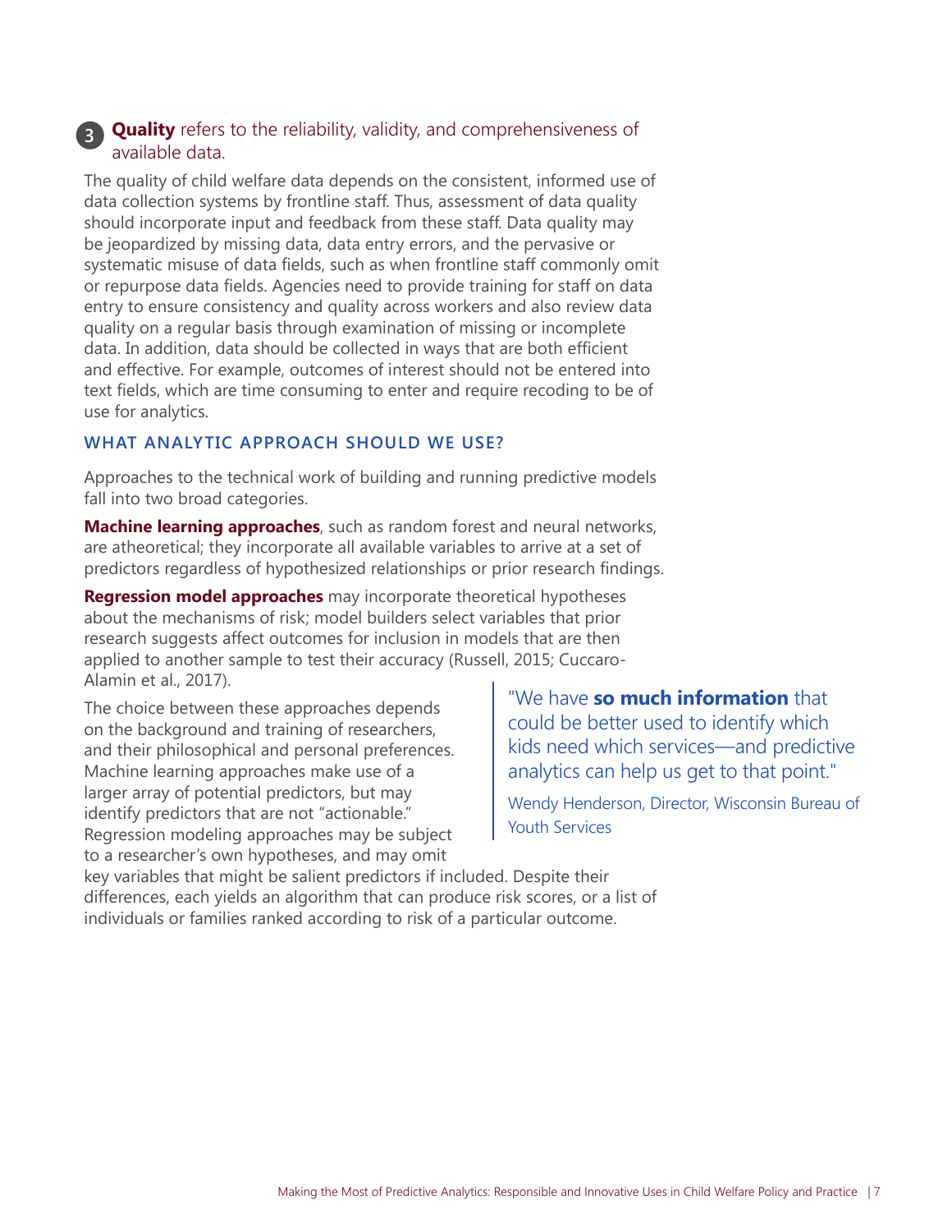### 3 **Quality** refers to the reliability, validity, and comprehensiveness of available data.

The quality of child welfare data depends on the consistent, informed use of data collection systems by frontline staff. Thus, assessment of data quality should incorporate input and feedback from these staff. Data quality may be jeopardized by missing data, data entry errors, and the pervasive or systematic misuse of data fields, such as when frontline staff commonly omit or repurpose data fields. Agencies need to provide training for staff on data entry to ensure consistency and quality across workers and also review data quality on a regular basis through examination of missing or incomplete data. In addition, data should be collected in ways that are both efficient and effective. For example, outcomes of interest should not be entered into text fields, which are time consuming to enter and require recoding to be of use for analytics.

## WHAT ANALYTIC APPROACH SHOULD WE USE?

Approaches to the technical work of building and running predictive models fall into two broad categories.

**Machine learning approaches**, such as random forest and neural networks, are atheoretical; they incorporate all available variables to arrive at a set of predictors regardless of hypothesized relationships or prior research findings.

**Regression model approaches** may incorporate theoretical hypotheses about the mechanisms of risk; model builders select variables that prior research suggests affect outcomes for inclusion in models that are then applied to another sample to test their accuracy (Russell, 2015; Cuccaro-Alamin et al., 2017).

The choice between these approaches depends on the background and training of researchers, and their philosophical and personal preferences. Machine learning approaches make use of a larger array of potential predictors, but may identify predictors that are not "actionable." Regression modeling approaches may be subject to a researcher's own hypotheses, and may omit key variables that might be salient predictors if included. Despite their differences, each yields an algorithm that can produce risk scores, or a list of individuals or families ranked according to risk of a particular outcome.

> "We have **so much information** that could be better used to identify which kids need which services—and predictive analytics can help us get to that point."
>
> Wendy Henderson, Director, Wisconsin Bureau of Youth Services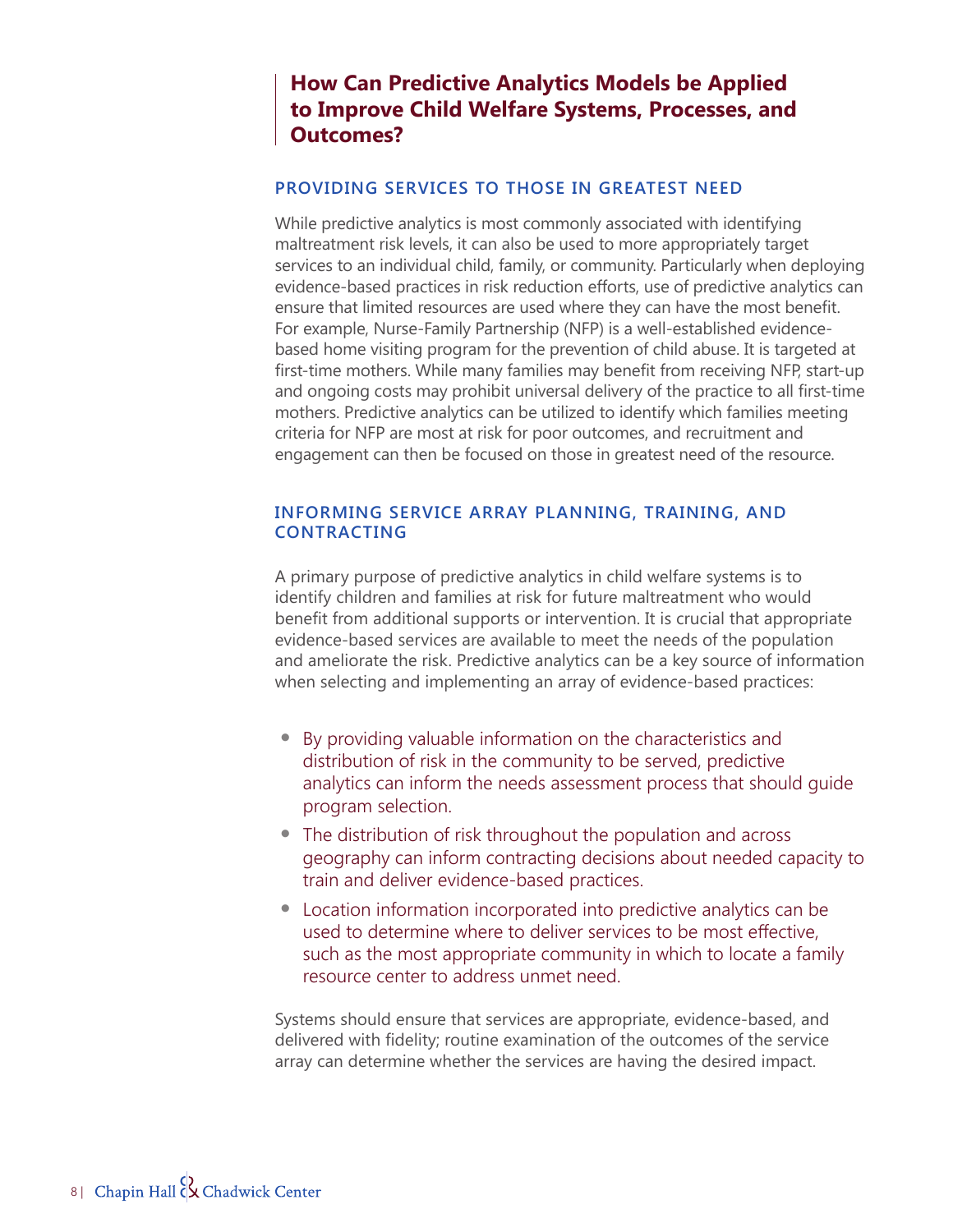## How Can Predictive Analytics Models be Applied to Improve Child Welfare Systems, Processes, and Outcomes?

### PROVIDING SERVICES TO THOSE IN GREATEST NEED

While predictive analytics is most commonly associated with identifying maltreatment risk levels, it can also be used to more appropriately target services to an individual child, family, or community. Particularly when deploying evidence-based practices in risk reduction efforts, use of predictive analytics can ensure that limited resources are used where they can have the most benefit. For example, Nurse-Family Partnership (NFP) is a well-established evidence-based home visiting program for the prevention of child abuse. It is targeted at first-time mothers. While many families may benefit from receiving NFP, start-up and ongoing costs may prohibit universal delivery of the practice to all first-time mothers. Predictive analytics can be utilized to identify which families meeting criteria for NFP are most at risk for poor outcomes, and recruitment and engagement can then be focused on those in greatest need of the resource.

### INFORMING SERVICE ARRAY PLANNING, TRAINING, AND CONTRACTING

A primary purpose of predictive analytics in child welfare systems is to identify children and families at risk for future maltreatment who would benefit from additional supports or intervention. It is crucial that appropriate evidence-based services are available to meet the needs of the population and ameliorate the risk. Predictive analytics can be a key source of information when selecting and implementing an array of evidence-based practices:

- By providing valuable information on the characteristics and distribution of risk in the community to be served, predictive analytics can inform the needs assessment process that should guide program selection.
- The distribution of risk throughout the population and across geography can inform contracting decisions about needed capacity to train and deliver evidence-based practices.
- Location information incorporated into predictive analytics can be used to determine where to deliver services to be most effective, such as the most appropriate community in which to locate a family resource center to address unmet need.

Systems should ensure that services are appropriate, evidence-based, and delivered with fidelity; routine examination of the outcomes of the service array can determine whether the services are having the desired impact.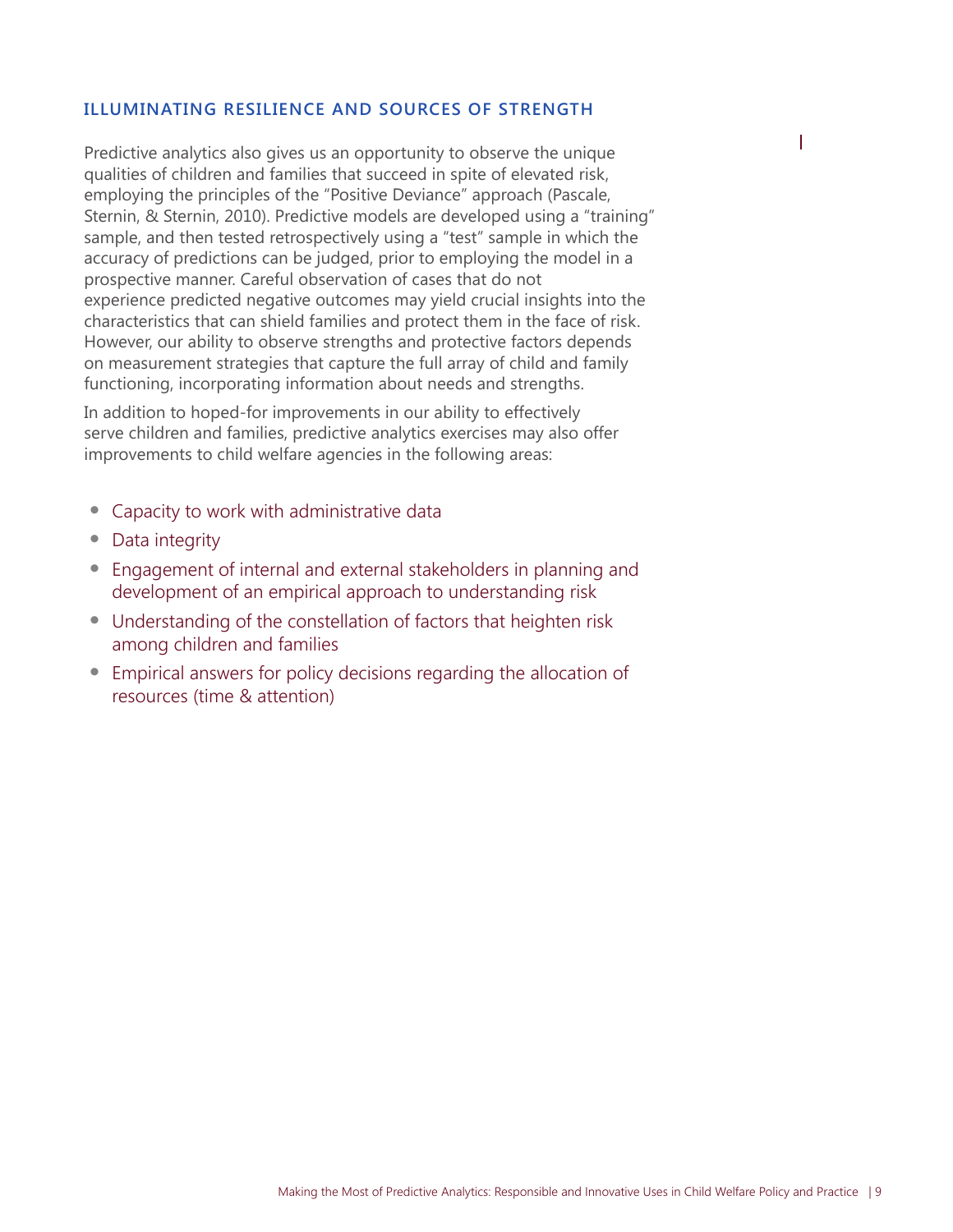## ILLUMINATING RESILIENCE AND SOURCES OF STRENGTH

Predictive analytics also gives us an opportunity to observe the unique qualities of children and families that succeed in spite of elevated risk, employing the principles of the "Positive Deviance" approach (Pascale, Sternin, & Sternin, 2010). Predictive models are developed using a "training" sample, and then tested retrospectively using a "test" sample in which the accuracy of predictions can be judged, prior to employing the model in a prospective manner. Careful observation of cases that do not experience predicted negative outcomes may yield crucial insights into the characteristics that can shield families and protect them in the face of risk. However, our ability to observe strengths and protective factors depends on measurement strategies that capture the full array of child and family functioning, incorporating information about needs and strengths.

In addition to hoped-for improvements in our ability to effectively serve children and families, predictive analytics exercises may also offer improvements to child welfare agencies in the following areas:

- Capacity to work with administrative data
- Data integrity
- Engagement of internal and external stakeholders in planning and development of an empirical approach to understanding risk
- Understanding of the constellation of factors that heighten risk among children and families
- Empirical answers for policy decisions regarding the allocation of resources (time & attention)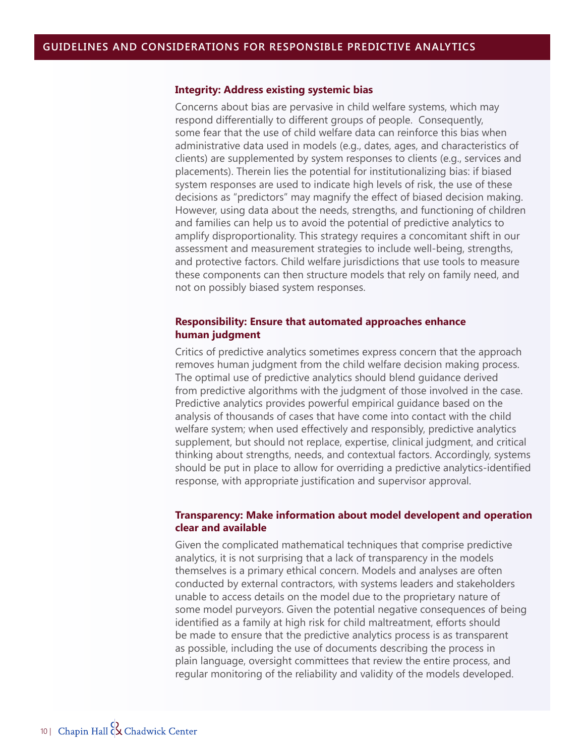## Integrity: Address existing systemic bias

Concerns about bias are pervasive in child welfare systems, which may respond differentially to different groups of people. Consequently, some fear that the use of child welfare data can reinforce this bias when administrative data used in models (e.g., dates, ages, and characteristics of clients) are supplemented by system responses to clients (e.g., services and placements). Therein lies the potential for institutionalizing bias: if biased system responses are used to indicate high levels of risk, the use of these decisions as "predictors" may magnify the effect of biased decision making. However, using data about the needs, strengths, and functioning of children and families can help us to avoid the potential of predictive analytics to amplify disproportionality. This strategy requires a concomitant shift in our assessment and measurement strategies to include well-being, strengths, and protective factors. Child welfare jurisdictions that use tools to measure these components can then structure models that rely on family need, and not on possibly biased system responses.

## Responsibility: Ensure that automated approaches enhance human judgment

Critics of predictive analytics sometimes express concern that the approach removes human judgment from the child welfare decision making process. The optimal use of predictive analytics should blend guidance derived from predictive algorithms with the judgment of those involved in the case. Predictive analytics provides powerful empirical guidance based on the analysis of thousands of cases that have come into contact with the child welfare system; when used effectively and responsibly, predictive analytics supplement, but should not replace, expertise, clinical judgment, and critical thinking about strengths, needs, and contextual factors. Accordingly, systems should be put in place to allow for overriding a predictive analytics-identified response, with appropriate justification and supervisor approval.

## Transparency: Make information about model developent and operation clear and available

Given the complicated mathematical techniques that comprise predictive analytics, it is not surprising that a lack of transparency in the models themselves is a primary ethical concern. Models and analyses are often conducted by external contractors, with systems leaders and stakeholders unable to access details on the model due to the proprietary nature of some model purveyors. Given the potential negative consequences of being identified as a family at high risk for child maltreatment, efforts should be made to ensure that the predictive analytics process is as transparent as possible, including the use of documents describing the process in plain language, oversight committees that review the entire process, and regular monitoring of the reliability and validity of the models developed.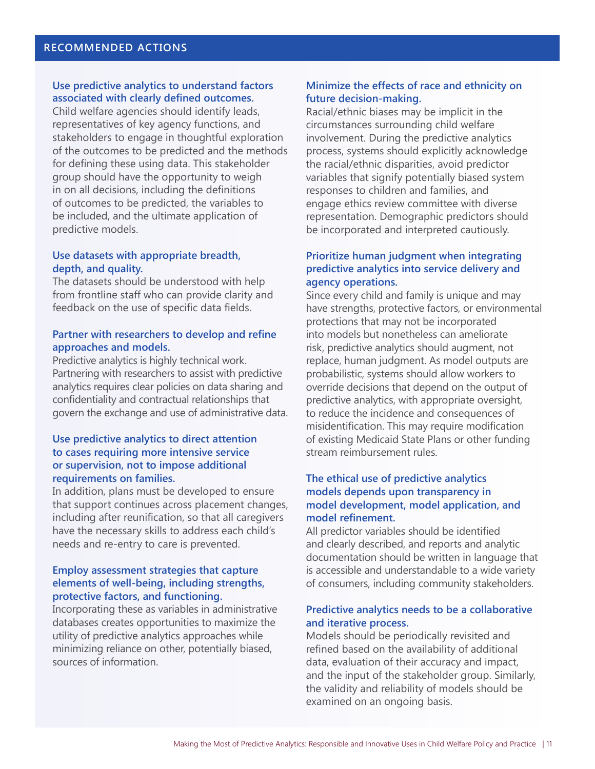## RECOMMENDED ACTIONS

### Use predictive analytics to understand factors associated with clearly defined outcomes.

Child welfare agencies should identify leads, representatives of key agency functions, and stakeholders to engage in thoughtful exploration of the outcomes to be predicted and the methods for defining these using data. This stakeholder group should have the opportunity to weigh in on all decisions, including the definitions of outcomes to be predicted, the variables to be included, and the ultimate application of predictive models.

### Use datasets with appropriate breadth, depth, and quality.

The datasets should be understood with help from frontline staff who can provide clarity and feedback on the use of specific data fields.

### Partner with researchers to develop and refine approaches and models.

Predictive analytics is highly technical work. Partnering with researchers to assist with predictive analytics requires clear policies on data sharing and confidentiality and contractual relationships that govern the exchange and use of administrative data.

### Use predictive analytics to direct attention to cases requiring more intensive service or supervision, not to impose additional requirements on families.

In addition, plans must be developed to ensure that support continues across placement changes, including after reunification, so that all caregivers have the necessary skills to address each child's needs and re-entry to care is prevented.

### Employ assessment strategies that capture elements of well-being, including strengths, protective factors, and functioning.

Incorporating these as variables in administrative databases creates opportunities to maximize the utility of predictive analytics approaches while minimizing reliance on other, potentially biased, sources of information.

### Minimize the effects of race and ethnicity on future decision-making.

Racial/ethnic biases may be implicit in the circumstances surrounding child welfare involvement. During the predictive analytics process, systems should explicitly acknowledge the racial/ethnic disparities, avoid predictor variables that signify potentially biased system responses to children and families, and engage ethics review committee with diverse representation. Demographic predictors should be incorporated and interpreted cautiously.

### Prioritize human judgment when integrating predictive analytics into service delivery and agency operations.

Since every child and family is unique and may have strengths, protective factors, or environmental protections that may not be incorporated into models but nonetheless can ameliorate risk, predictive analytics should augment, not replace, human judgment. As model outputs are probabilistic, systems should allow workers to override decisions that depend on the output of predictive analytics, with appropriate oversight, to reduce the incidence and consequences of misidentification. This may require modification of existing Medicaid State Plans or other funding stream reimbursement rules.

### The ethical use of predictive analytics models depends upon transparency in model development, model application, and model refinement.

All predictor variables should be identified and clearly described, and reports and analytic documentation should be written in language that is accessible and understandable to a wide variety of consumers, including community stakeholders.

### Predictive analytics needs to be a collaborative and iterative process.

Models should be periodically revisited and refined based on the availability of additional data, evaluation of their accuracy and impact, and the input of the stakeholder group. Similarly, the validity and reliability of models should be examined on an ongoing basis.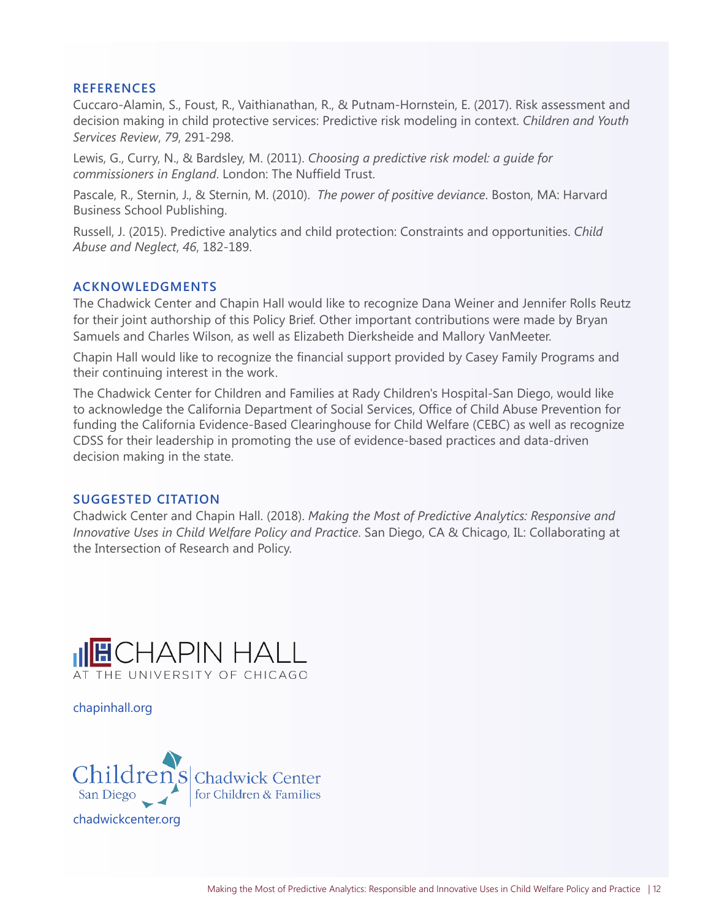## REFERENCES

Cuccaro-Alamin, S., Foust, R., Vaithianathan, R., & Putnam-Hornstein, E. (2017). Risk assessment and decision making in child protective services: Predictive risk modeling in context. *Children and Youth Services Review*, *79*, 291-298.

Lewis, G., Curry, N., & Bardsley, M. (2011). *Choosing a predictive risk model: a guide for commissioners in England*. London: The Nuffield Trust.

Pascale, R., Sternin, J., & Sternin, M. (2010). *The power of positive deviance*. Boston, MA: Harvard Business School Publishing.

Russell, J. (2015). Predictive analytics and child protection: Constraints and opportunities. *Child Abuse and Neglect*, *46*, 182-189.

## ACKNOWLEDGMENTS

The Chadwick Center and Chapin Hall would like to recognize Dana Weiner and Jennifer Rolls Reutz for their joint authorship of this Policy Brief. Other important contributions were made by Bryan Samuels and Charles Wilson, as well as Elizabeth Dierksheide and Mallory VanMeeter.

Chapin Hall would like to recognize the financial support provided by Casey Family Programs and their continuing interest in the work.

The Chadwick Center for Children and Families at Rady Children's Hospital-San Diego, would like to acknowledge the California Department of Social Services, Office of Child Abuse Prevention for funding the California Evidence-Based Clearinghouse for Child Welfare (CEBC) as well as recognize CDSS for their leadership in promoting the use of evidence-based practices and data-driven decision making in the state.

## SUGGESTED CITATION

Chadwick Center and Chapin Hall. (2018). *Making the Most of Predictive Analytics: Responsive and Innovative Uses in Child Welfare Policy and Practice*. San Diego, CA & Chicago, IL: Collaborating at the Intersection of Research and Policy.

CHAPIN HALL
AT THE UNIVERSITY OF CHICAGO

chapinhall.org

Children's San Diego | Chadwick Center for Children & Families

chadwickcenter.org